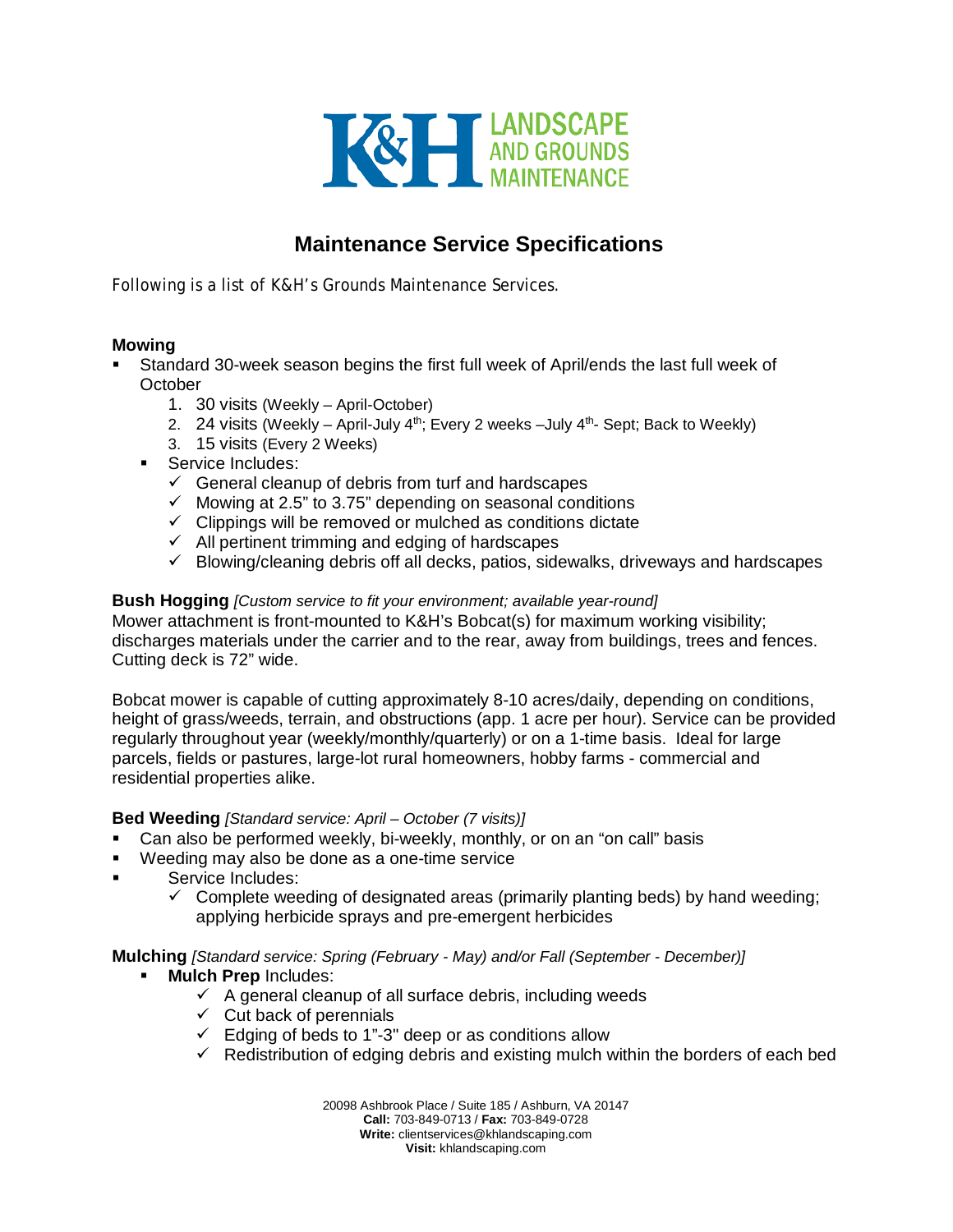K&H LANDSCAPE AND GROUNDS MAINTENANCE

# Maintenance Service Specifications

Following is a list of K&H's Grounds Maintenance Services.

**Mowing**

- Standard 30-week season begins the first full week of April/ends the last full week of October
    1. 30 visits (Weekly – April-October)
    2. 24 visits (Weekly – April-July 4th; Every 2 weeks –July 4th- Sept; Back to Weekly)
    3. 15 visits (Every 2 Weeks)
    - Service Includes:
        - ✓ General cleanup of debris from turf and hardscapes
        - ✓ Mowing at 2.5" to 3.75" depending on seasonal conditions
        - ✓ Clippings will be removed or mulched as conditions dictate
        - ✓ All pertinent trimming and edging of hardscapes
        - ✓ Blowing/cleaning debris off all decks, patios, sidewalks, driveways and hardscapes

**Bush Hogging** *[Custom service to fit your environment; available year-round]*
Mower attachment is front-mounted to K&H's Bobcat(s) for maximum working visibility; discharges materials under the carrier and to the rear, away from buildings, trees and fences. Cutting deck is 72" wide.

Bobcat mower is capable of cutting approximately 8-10 acres/daily, depending on conditions, height of grass/weeds, terrain, and obstructions (app. 1 acre per hour). Service can be provided regularly throughout year (weekly/monthly/quarterly) or on a 1-time basis. Ideal for large parcels, fields or pastures, large-lot rural homeowners, hobby farms - commercial and residential properties alike.

**Bed Weeding** *[Standard service: April – October (7 visits)]*

- Can also be performed weekly, bi-weekly, monthly, or on an "on call" basis
- Weeding may also be done as a one-time service
- Service Includes:
    - ✓ Complete weeding of designated areas (primarily planting beds) by hand weeding; applying herbicide sprays and pre-emergent herbicides

**Mulching** *[Standard service: Spring (February - May) and/or Fall (September - December)]*

- **Mulch Prep** Includes:
    - ✓ A general cleanup of all surface debris, including weeds
    - ✓ Cut back of perennials
    - ✓ Edging of beds to 1"-3" deep or as conditions allow
    - ✓ Redistribution of edging debris and existing mulch within the borders of each bed

20098 Ashbrook Place / Suite 185 / Ashburn, VA 20147
**Call:** 703-849-0713 / **Fax:** 703-849-0728
**Write:** clientservices@khlandscaping.com
**Visit:** khlandscaping.com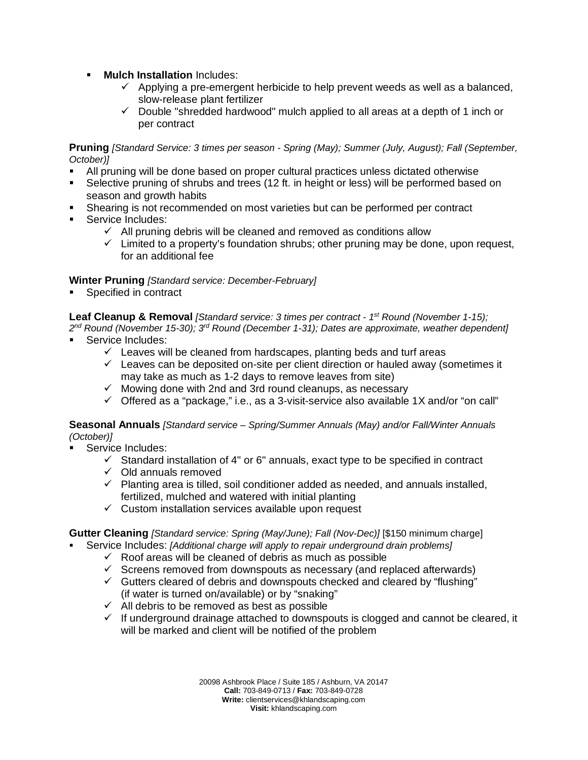- **Mulch Installation** Includes:
  - ✓ Applying a pre-emergent herbicide to help prevent weeds as well as a balanced, slow-release plant fertilizer
  - ✓ Double "shredded hardwood" mulch applied to all areas at a depth of 1 inch or per contract

**Pruning** *[Standard Service: 3 times per season - Spring (May); Summer (July, August); Fall (September, October)]*

- All pruning will be done based on proper cultural practices unless dictated otherwise
- Selective pruning of shrubs and trees (12 ft. in height or less) will be performed based on season and growth habits
- Shearing is not recommended on most varieties but can be performed per contract
- Service Includes:
  - ✓ All pruning debris will be cleaned and removed as conditions allow
  - ✓ Limited to a property's foundation shrubs; other pruning may be done, upon request, for an additional fee

**Winter Pruning** *[Standard service: December-February]*

- Specified in contract

**Leaf Cleanup & Removal** *[Standard service: 3 times per contract - 1st Round (November 1-15); 2nd Round (November 15-30); 3rd Round (December 1-31); Dates are approximate, weather dependent]*

- Service Includes:
  - ✓ Leaves will be cleaned from hardscapes, planting beds and turf areas
  - ✓ Leaves can be deposited on-site per client direction or hauled away (sometimes it may take as much as 1-2 days to remove leaves from site)
  - ✓ Mowing done with 2nd and 3rd round cleanups, as necessary
  - ✓ Offered as a "package," i.e., as a 3-visit-service also available 1X and/or "on call"

**Seasonal Annuals** *[Standard service – Spring/Summer Annuals (May) and/or Fall/Winter Annuals (October)]*

- Service Includes:
  - ✓ Standard installation of 4" or 6" annuals, exact type to be specified in contract
  - ✓ Old annuals removed
  - ✓ Planting area is tilled, soil conditioner added as needed, and annuals installed, fertilized, mulched and watered with initial planting
  - ✓ Custom installation services available upon request

**Gutter Cleaning** *[Standard service: Spring (May/June); Fall (Nov-Dec)]* [$150 minimum charge]

- Service Includes: *[Additional charge will apply to repair underground drain problems]*
  - ✓ Roof areas will be cleaned of debris as much as possible
  - ✓ Screens removed from downspouts as necessary (and replaced afterwards)
  - ✓ Gutters cleared of debris and downspouts checked and cleared by "flushing" (if water is turned on/available) or by "snaking"
  - ✓ All debris to be removed as best as possible
  - ✓ If underground drainage attached to downspouts is clogged and cannot be cleared, it will be marked and client will be notified of the problem

20098 Ashbrook Place / Suite 185 / Ashburn, VA 20147
**Call:** 703-849-0713 / **Fax:** 703-849-0728
**Write:** clientservices@khlandscaping.com
**Visit:** khlandscaping.com